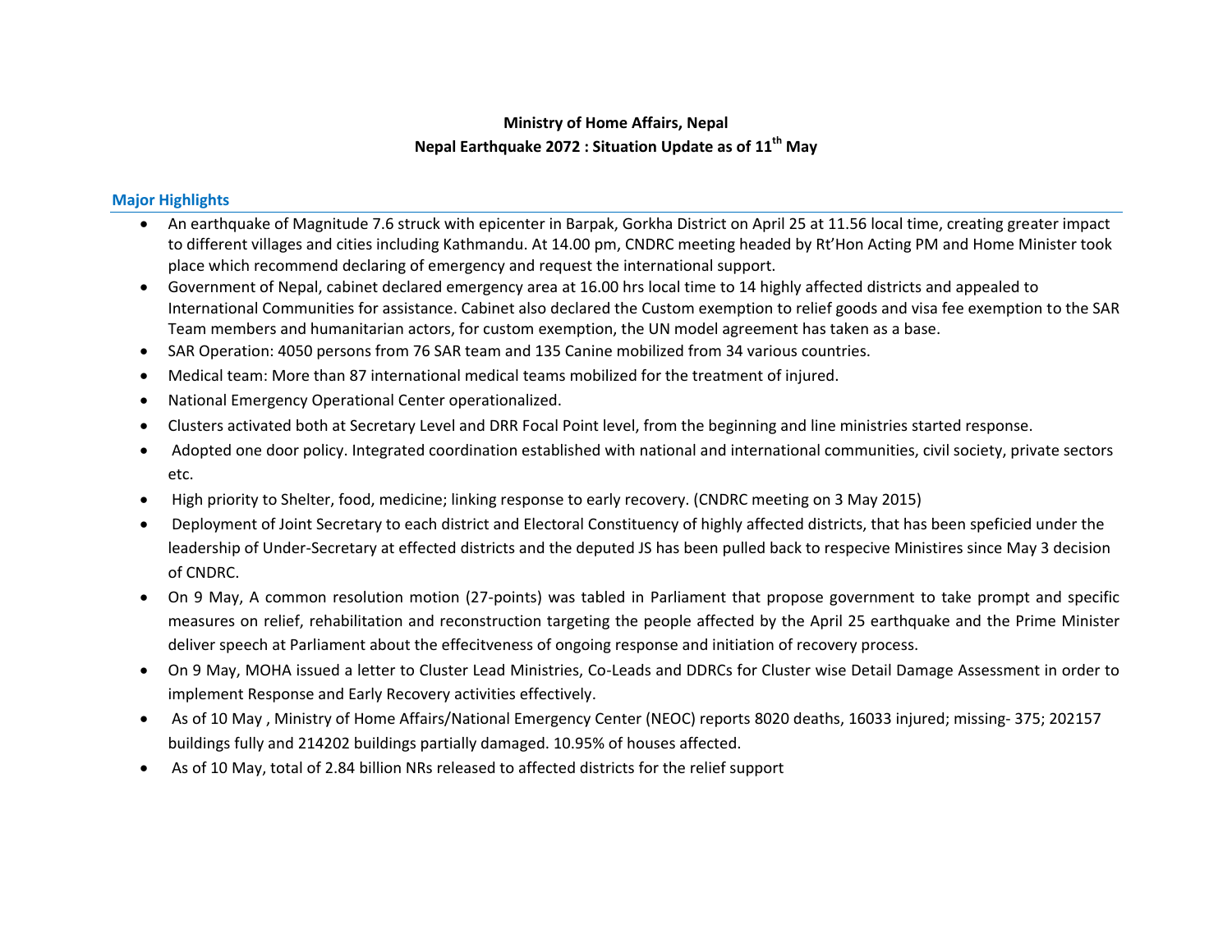**Ministry of Home Affairs, Nepal**

**Nepal Earthquake 2072 : Situation Update as of 11th May**

## Major Highlights

- An earthquake of Magnitude 7.6 struck with epicenter in Barpak, Gorkha District on April 25 at 11.56 local time, creating greater impact to different villages and cities including Kathmandu. At 14.00 pm, CNDRC meeting headed by Rt'Hon Acting PM and Home Minister took place which recommend declaring of emergency and request the international support.
- Government of Nepal, cabinet declared emergency area at 16.00 hrs local time to 14 highly affected districts and appealed to International Communities for assistance. Cabinet also declared the Custom exemption to relief goods and visa fee exemption to the SAR Team members and humanitarian actors, for custom exemption, the UN model agreement has taken as a base.
- SAR Operation: 4050 persons from 76 SAR team and 135 Canine mobilized from 34 various countries.
- Medical team: More than 87 international medical teams mobilized for the treatment of injured.
- National Emergency Operational Center operationalized.
- Clusters activated both at Secretary Level and DRR Focal Point level, from the beginning and line ministries started response.
- Adopted one door policy. Integrated coordination established with national and international communities, civil society, private sectors etc.
- High priority to Shelter, food, medicine; linking response to early recovery. (CNDRC meeting on 3 May 2015)
- Deployment of Joint Secretary to each district and Electoral Constituency of highly affected districts, that has been speficied under the leadership of Under-Secretary at effected districts and the deputed JS has been pulled back to respecive Ministires since May 3 decision of CNDRC.
- On 9 May, A common resolution motion (27-points) was tabled in Parliament that propose government to take prompt and specific measures on relief, rehabilitation and reconstruction targeting the people affected by the April 25 earthquake and the Prime Minister deliver speech at Parliament about the effecitveness of ongoing response and initiation of recovery process.
- On 9 May, MOHA issued a letter to Cluster Lead Ministries, Co-Leads and DDRCs for Cluster wise Detail Damage Assessment in order to implement Response and Early Recovery activities effectively.
- As of 10 May , Ministry of Home Affairs/National Emergency Center (NEOC) reports 8020 deaths, 16033 injured; missing- 375; 202157 buildings fully and 214202 buildings partially damaged. 10.95% of houses affected.
- As of 10 May, total of 2.84 billion NRs released to affected districts for the relief support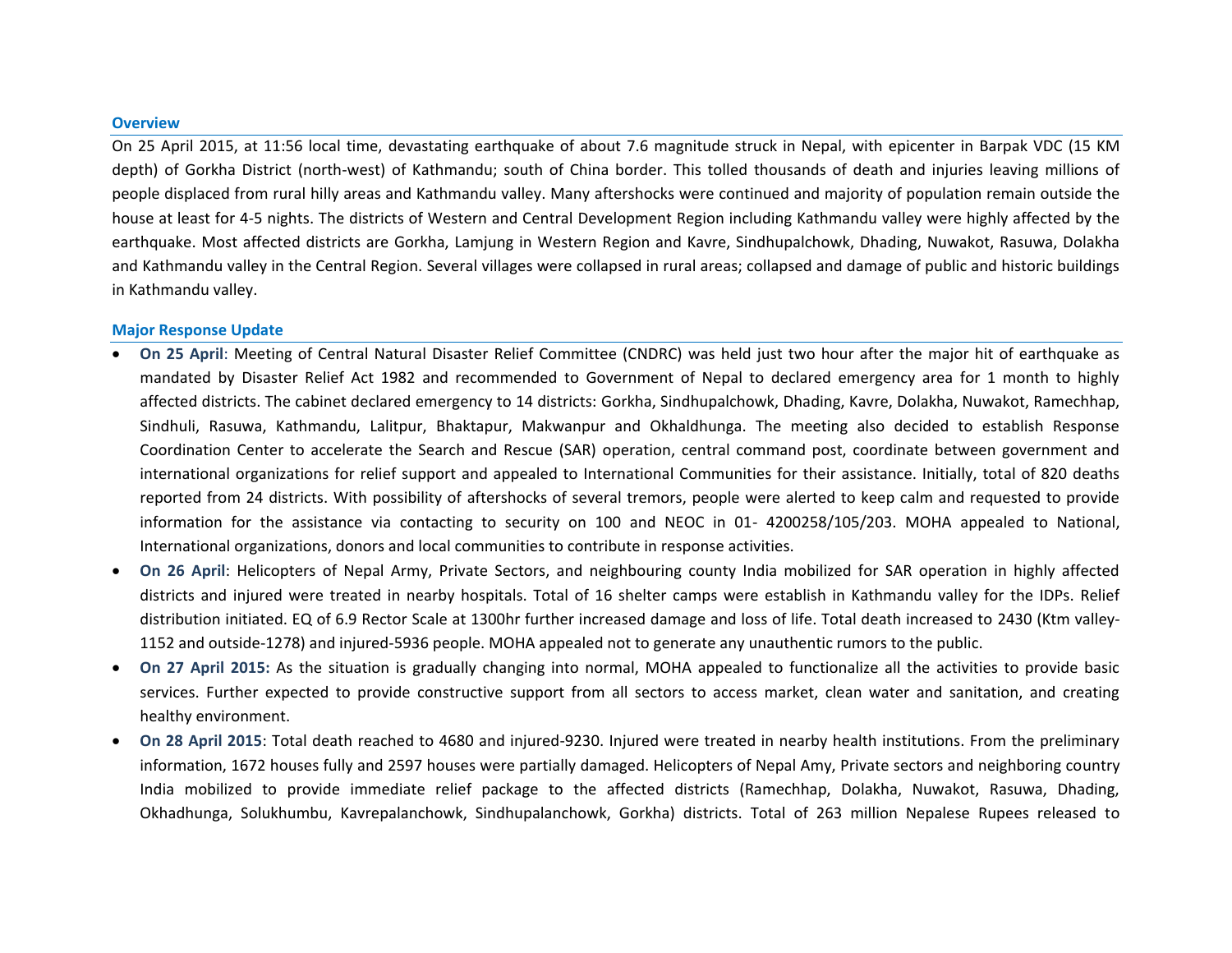## Overview

On 25 April 2015, at 11:56 local time, devastating earthquake of about 7.6 magnitude struck in Nepal, with epicenter in Barpak VDC (15 KM depth) of Gorkha District (north-west) of Kathmandu; south of China border. This tolled thousands of death and injuries leaving millions of people displaced from rural hilly areas and Kathmandu valley. Many aftershocks were continued and majority of population remain outside the house at least for 4-5 nights. The districts of Western and Central Development Region including Kathmandu valley were highly affected by the earthquake. Most affected districts are Gorkha, Lamjung in Western Region and Kavre, Sindhupalchowk, Dhading, Nuwakot, Rasuwa, Dolakha and Kathmandu valley in the Central Region. Several villages were collapsed in rural areas; collapsed and damage of public and historic buildings in Kathmandu valley.

## Major Response Update

- **On 25 April**: Meeting of Central Natural Disaster Relief Committee (CNDRC) was held just two hour after the major hit of earthquake as mandated by Disaster Relief Act 1982 and recommended to Government of Nepal to declared emergency area for 1 month to highly affected districts. The cabinet declared emergency to 14 districts: Gorkha, Sindhupalchowk, Dhading, Kavre, Dolakha, Nuwakot, Ramechhap, Sindhuli, Rasuwa, Kathmandu, Lalitpur, Bhaktapur, Makwanpur and Okhaldhunga. The meeting also decided to establish Response Coordination Center to accelerate the Search and Rescue (SAR) operation, central command post, coordinate between government and international organizations for relief support and appealed to International Communities for their assistance. Initially, total of 820 deaths reported from 24 districts. With possibility of aftershocks of several tremors, people were alerted to keep calm and requested to provide information for the assistance via contacting to security on 100 and NEOC in 01- 4200258/105/203. MOHA appealed to National, International organizations, donors and local communities to contribute in response activities.
- **On 26 April**: Helicopters of Nepal Army, Private Sectors, and neighbouring county India mobilized for SAR operation in highly affected districts and injured were treated in nearby hospitals. Total of 16 shelter camps were establish in Kathmandu valley for the IDPs. Relief distribution initiated. EQ of 6.9 Rector Scale at 1300hr further increased damage and loss of life. Total death increased to 2430 (Ktm valley-1152 and outside-1278) and injured-5936 people. MOHA appealed not to generate any unauthentic rumors to the public.
- **On 27 April 2015:** As the situation is gradually changing into normal, MOHA appealed to functionalize all the activities to provide basic services. Further expected to provide constructive support from all sectors to access market, clean water and sanitation, and creating healthy environment.
- **On 28 April 2015**: Total death reached to 4680 and injured-9230. Injured were treated in nearby health institutions. From the preliminary information, 1672 houses fully and 2597 houses were partially damaged. Helicopters of Nepal Amy, Private sectors and neighboring country India mobilized to provide immediate relief package to the affected districts (Ramechhap, Dolakha, Nuwakot, Rasuwa, Dhading, Okhadhunga, Solukhumbu, Kavrepalanchowk, Sindhupalanchowk, Gorkha) districts. Total of 263 million Nepalese Rupees released to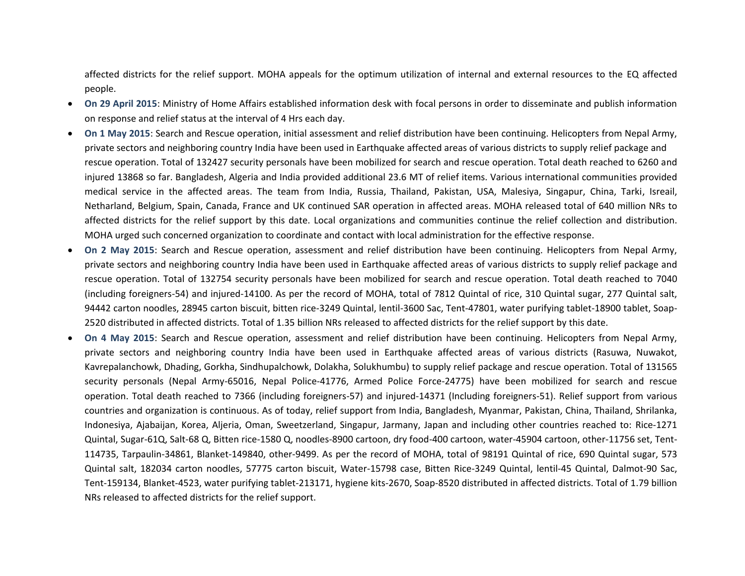affected districts for the relief support. MOHA appeals for the optimum utilization of internal and external resources to the EQ affected people.

- **On 29 April 2015**: Ministry of Home Affairs established information desk with focal persons in order to disseminate and publish information on response and relief status at the interval of 4 Hrs each day.
- **On 1 May 2015**: Search and Rescue operation, initial assessment and relief distribution have been continuing. Helicopters from Nepal Army, private sectors and neighboring country India have been used in Earthquake affected areas of various districts to supply relief package and rescue operation. Total of 132427 security personals have been mobilized for search and rescue operation. Total death reached to 6260 and injured 13868 so far. Bangladesh, Algeria and India provided additional 23.6 MT of relief items. Various international communities provided medical service in the affected areas. The team from India, Russia, Thailand, Pakistan, USA, Malesiya, Singapur, China, Tarki, Isreail, Netharland, Belgium, Spain, Canada, France and UK continued SAR operation in affected areas. MOHA released total of 640 million NRs to affected districts for the relief support by this date. Local organizations and communities continue the relief collection and distribution. MOHA urged such concerned organization to coordinate and contact with local administration for the effective response.
- **On 2 May 2015**: Search and Rescue operation, assessment and relief distribution have been continuing. Helicopters from Nepal Army, private sectors and neighboring country India have been used in Earthquake affected areas of various districts to supply relief package and rescue operation. Total of 132754 security personals have been mobilized for search and rescue operation. Total death reached to 7040 (including foreigners-54) and injured-14100. As per the record of MOHA, total of 7812 Quintal of rice, 310 Quintal sugar, 277 Quintal salt, 94442 carton noodles, 28945 carton biscuit, bitten rice-3249 Quintal, lentil-3600 Sac, Tent-47801, water purifying tablet-18900 tablet, Soap-2520 distributed in affected districts. Total of 1.35 billion NRs released to affected districts for the relief support by this date.
- **On 4 May 2015**: Search and Rescue operation, assessment and relief distribution have been continuing. Helicopters from Nepal Army, private sectors and neighboring country India have been used in Earthquake affected areas of various districts (Rasuwa, Nuwakot, Kavrepalanchowk, Dhading, Gorkha, Sindhupalchowk, Dolakha, Solukhumbu) to supply relief package and rescue operation. Total of 131565 security personals (Nepal Army-65016, Nepal Police-41776, Armed Police Force-24775) have been mobilized for search and rescue operation. Total death reached to 7366 (including foreigners-57) and injured-14371 (Including foreigners-51). Relief support from various countries and organization is continuous. As of today, relief support from India, Bangladesh, Myanmar, Pakistan, China, Thailand, Shrilanka, Indonesiya, Ajabaijan, Korea, Aljeria, Oman, Sweetzerland, Singapur, Jarmany, Japan and including other countries reached to: Rice-1271 Quintal, Sugar-61Q, Salt-68 Q, Bitten rice-1580 Q, noodles-8900 cartoon, dry food-400 cartoon, water-45904 cartoon, other-11756 set, Tent-114735, Tarpaulin-34861, Blanket-149840, other-9499. As per the record of MOHA, total of 98191 Quintal of rice, 690 Quintal sugar, 573 Quintal salt, 182034 carton noodles, 57775 carton biscuit, Water-15798 case, Bitten Rice-3249 Quintal, lentil-45 Quintal, Dalmot-90 Sac, Tent-159134, Blanket-4523, water purifying tablet-213171, hygiene kits-2670, Soap-8520 distributed in affected districts. Total of 1.79 billion NRs released to affected districts for the relief support.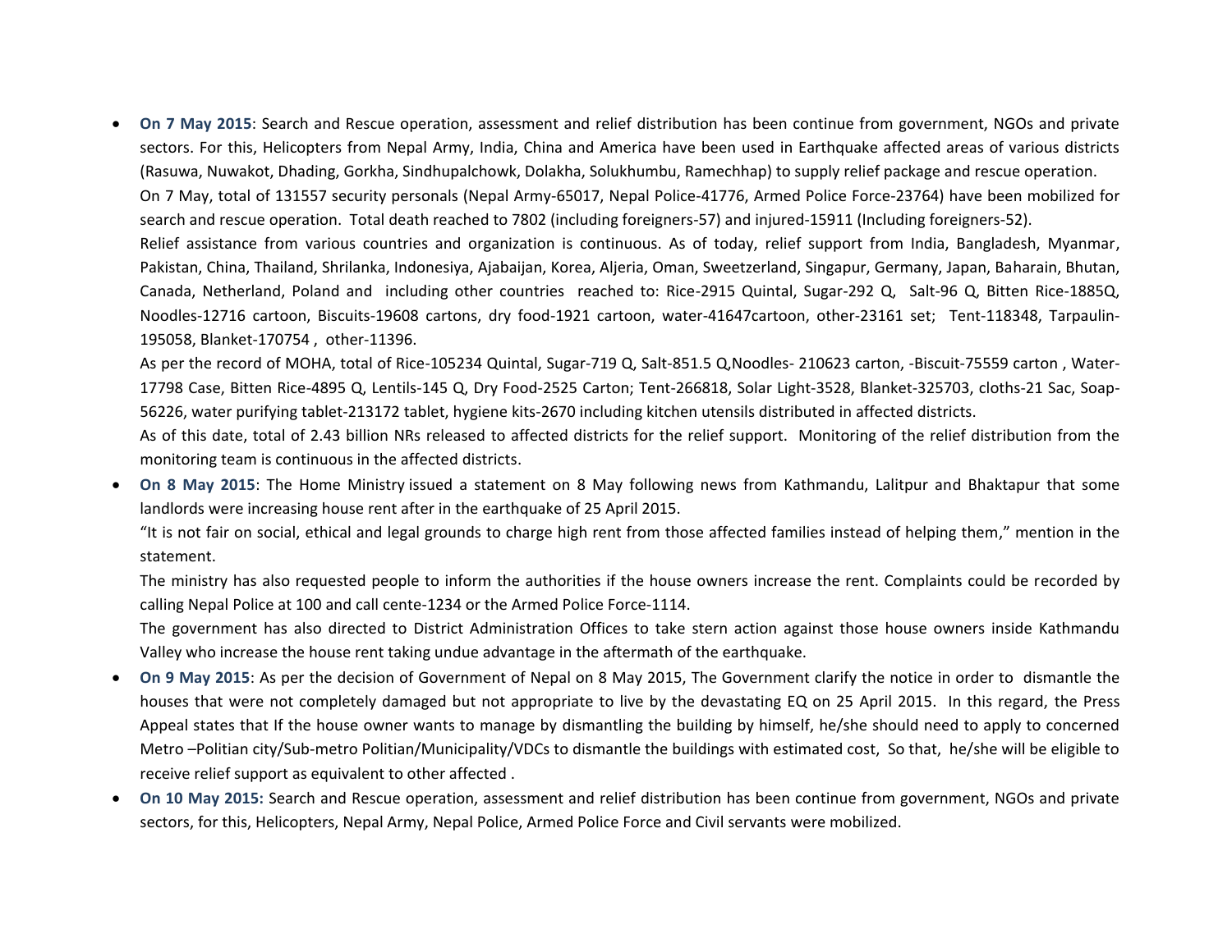- **On 7 May 2015**: Search and Rescue operation, assessment and relief distribution has been continue from government, NGOs and private sectors. For this, Helicopters from Nepal Army, India, China and America have been used in Earthquake affected areas of various districts (Rasuwa, Nuwakot, Dhading, Gorkha, Sindhupalchowk, Dolakha, Solukhumbu, Ramechhap) to supply relief package and rescue operation.

  On 7 May, total of 131557 security personals (Nepal Army-65017, Nepal Police-41776, Armed Police Force-23764) have been mobilized for search and rescue operation. Total death reached to 7802 (including foreigners-57) and injured-15911 (Including foreigners-52).

  Relief assistance from various countries and organization is continuous. As of today, relief support from India, Bangladesh, Myanmar, Pakistan, China, Thailand, Shrilanka, Indonesiya, Ajabaijan, Korea, Aljeria, Oman, Sweetzerland, Singapur, Germany, Japan, Baharain, Bhutan, Canada, Netherland, Poland and including other countries reached to: Rice-2915 Quintal, Sugar-292 Q, Salt-96 Q, Bitten Rice-1885Q, Noodles-12716 cartoon, Biscuits-19608 cartons, dry food-1921 cartoon, water-41647cartoon, other-23161 set; Tent-118348, Tarpaulin-195058, Blanket-170754 , other-11396.

  As per the record of MOHA, total of Rice-105234 Quintal, Sugar-719 Q, Salt-851.5 Q,Noodles- 210623 carton, -Biscuit-75559 carton , Water-17798 Case, Bitten Rice-4895 Q, Lentils-145 Q, Dry Food-2525 Carton; Tent-266818, Solar Light-3528, Blanket-325703, cloths-21 Sac, Soap-56226, water purifying tablet-213172 tablet, hygiene kits-2670 including kitchen utensils distributed in affected districts.

  As of this date, total of 2.43 billion NRs released to affected districts for the relief support. Monitoring of the relief distribution from the monitoring team is continuous in the affected districts.

- **On 8 May 2015**: The Home Ministry issued a statement on 8 May following news from Kathmandu, Lalitpur and Bhaktapur that some landlords were increasing house rent after in the earthquake of 25 April 2015.

  "It is not fair on social, ethical and legal grounds to charge high rent from those affected families instead of helping them," mention in the statement.

  The ministry has also requested people to inform the authorities if the house owners increase the rent. Complaints could be recorded by calling Nepal Police at 100 and call cente-1234 or the Armed Police Force-1114.

  The government has also directed to District Administration Offices to take stern action against those house owners inside Kathmandu Valley who increase the house rent taking undue advantage in the aftermath of the earthquake.

- **On 9 May 2015**: As per the decision of Government of Nepal on 8 May 2015, The Government clarify the notice in order to dismantle the houses that were not completely damaged but not appropriate to live by the devastating EQ on 25 April 2015. In this regard, the Press Appeal states that If the house owner wants to manage by dismantling the building by himself, he/she should need to apply to concerned Metro –Politian city/Sub-metro Politian/Municipality/VDCs to dismantle the buildings with estimated cost, So that, he/she will be eligible to receive relief support as equivalent to other affected .

- **On 10 May 2015:** Search and Rescue operation, assessment and relief distribution has been continue from government, NGOs and private sectors, for this, Helicopters, Nepal Army, Nepal Police, Armed Police Force and Civil servants were mobilized.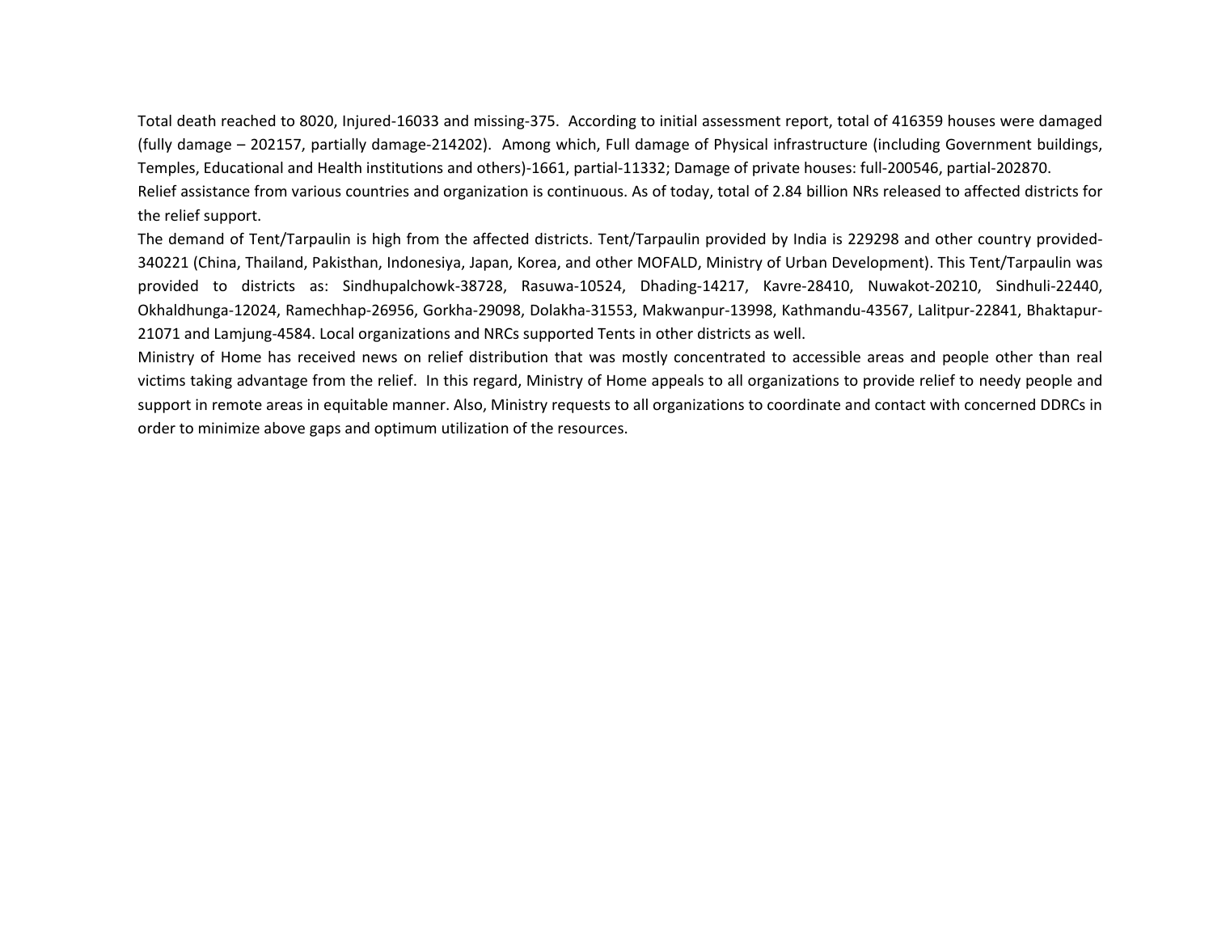Total death reached to 8020, Injured-16033 and missing-375. According to initial assessment report, total of 416359 houses were damaged (fully damage – 202157, partially damage-214202). Among which, Full damage of Physical infrastructure (including Government buildings, Temples, Educational and Health institutions and others)-1661, partial-11332; Damage of private houses: full-200546, partial-202870.

Relief assistance from various countries and organization is continuous. As of today, total of 2.84 billion NRs released to affected districts for the relief support.

The demand of Tent/Tarpaulin is high from the affected districts. Tent/Tarpaulin provided by India is 229298 and other country provided-340221 (China, Thailand, Pakisthan, Indonesiya, Japan, Korea, and other MOFALD, Ministry of Urban Development). This Tent/Tarpaulin was provided to districts as: Sindhupalchowk-38728, Rasuwa-10524, Dhading-14217, Kavre-28410, Nuwakot-20210, Sindhuli-22440, Okhaldhunga-12024, Ramechhap-26956, Gorkha-29098, Dolakha-31553, Makwanpur-13998, Kathmandu-43567, Lalitpur-22841, Bhaktapur-21071 and Lamjung-4584. Local organizations and NRCs supported Tents in other districts as well.

Ministry of Home has received news on relief distribution that was mostly concentrated to accessible areas and people other than real victims taking advantage from the relief. In this regard, Ministry of Home appeals to all organizations to provide relief to needy people and support in remote areas in equitable manner. Also, Ministry requests to all organizations to coordinate and contact with concerned DDRCs in order to minimize above gaps and optimum utilization of the resources.